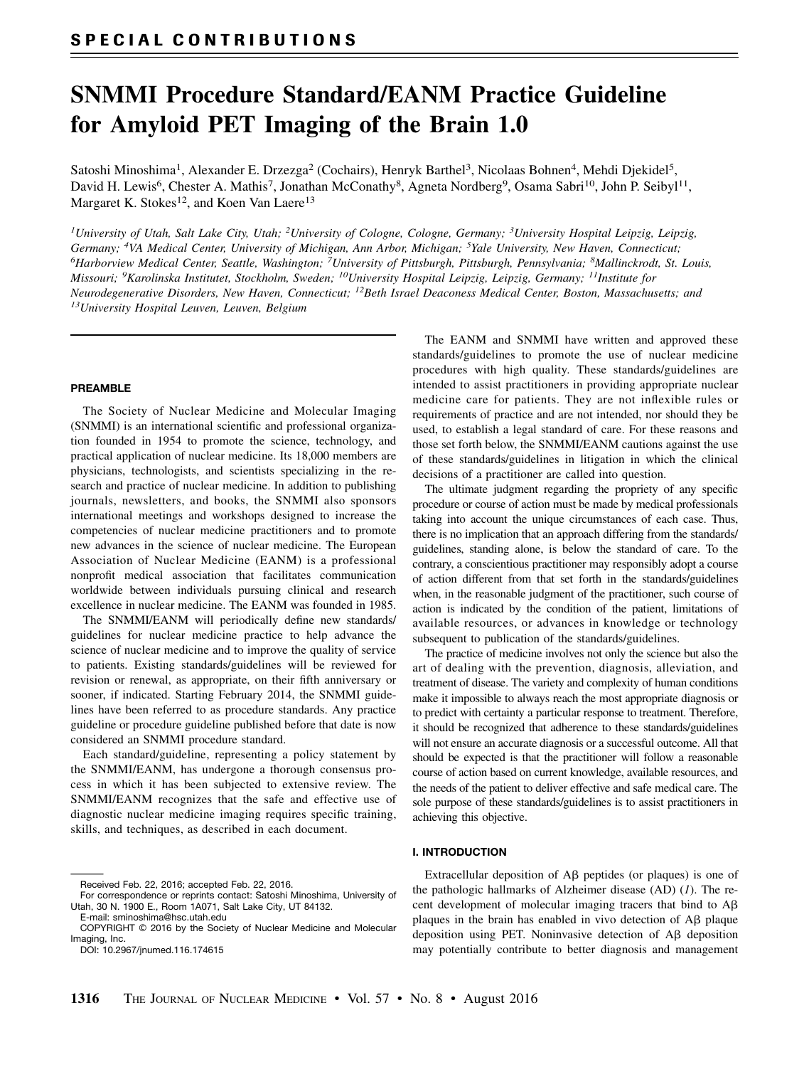SPECIAL CONTRIBUTIONS

# SNMMI Procedure Standard/EANM Practice Guideline for Amyloid PET Imaging of the Brain 1.0

Satoshi Minoshima[1], Alexander E. Drzezga[2] (Cochairs), Henryk Barthel[3], Nicolaas Bohnen[4], Mehdi Djekidel[5], David H. Lewis[6], Chester A. Mathis[7], Jonathan McConathy[8], Agneta Nordberg[9], Osama Sabri[10], John P. Seibyl[11], Margaret K. Stokes[12], and Koen Van Laere[13]

*[1]University of Utah, Salt Lake City, Utah; [2]University of Cologne, Cologne, Germany; [3]University Hospital Leipzig, Leipzig, Germany; [4]VA Medical Center, University of Michigan, Ann Arbor, Michigan; [5]Yale University, New Haven, Connecticut; [6]Harborview Medical Center, Seattle, Washington; [7]University of Pittsburgh, Pittsburgh, Pennsylvania; [8]Mallinckrodt, St. Louis, Missouri; [9]Karolinska Institutet, Stockholm, Sweden; [10]University Hospital Leipzig, Leipzig, Germany; [11]Institute for Neurodegenerative Disorders, New Haven, Connecticut; [12]Beth Israel Deaconess Medical Center, Boston, Massachusetts; and [13]University Hospital Leuven, Leuven, Belgium*

## PREAMBLE

The Society of Nuclear Medicine and Molecular Imaging (SNMMI) is an international scientific and professional organization founded in 1954 to promote the science, technology, and practical application of nuclear medicine. Its 18,000 members are physicians, technologists, and scientists specializing in the research and practice of nuclear medicine. In addition to publishing journals, newsletters, and books, the SNMMI also sponsors international meetings and workshops designed to increase the competencies of nuclear medicine practitioners and to promote new advances in the science of nuclear medicine. The European Association of Nuclear Medicine (EANM) is a professional nonprofit medical association that facilitates communication worldwide between individuals pursuing clinical and research excellence in nuclear medicine. The EANM was founded in 1985.

The SNMMI/EANM will periodically define new standards/guidelines for nuclear medicine practice to help advance the science of nuclear medicine and to improve the quality of service to patients. Existing standards/guidelines will be reviewed for revision or renewal, as appropriate, on their fifth anniversary or sooner, if indicated. Starting February 2014, the SNMMI guidelines have been referred to as procedure standards. Any practice guideline or procedure guideline published before that date is now considered an SNMMI procedure standard.

Each standard/guideline, representing a policy statement by the SNMMI/EANM, has undergone a thorough consensus process in which it has been subjected to extensive review. The SNMMI/EANM recognizes that the safe and effective use of diagnostic nuclear medicine imaging requires specific training, skills, and techniques, as described in each document.

Received Feb. 22, 2016; accepted Feb. 22, 2016.

For correspondence or reprints contact: Satoshi Minoshima, University of Utah, 30 N. 1900 E., Room 1A071, Salt Lake City, UT 84132.

E-mail: sminoshima@hsc.utah.edu

COPYRIGHT © 2016 by the Society of Nuclear Medicine and Molecular Imaging, Inc.

DOI: 10.2967/jnumed.116.174615

The EANM and SNMMI have written and approved these standards/guidelines to promote the use of nuclear medicine procedures with high quality. These standards/guidelines are intended to assist practitioners in providing appropriate nuclear medicine care for patients. They are not inflexible rules or requirements of practice and are not intended, nor should they be used, to establish a legal standard of care. For these reasons and those set forth below, the SNMMI/EANM cautions against the use of these standards/guidelines in litigation in which the clinical decisions of a practitioner are called into question.

The ultimate judgment regarding the propriety of any specific procedure or course of action must be made by medical professionals taking into account the unique circumstances of each case. Thus, there is no implication that an approach differing from the standards/guidelines, standing alone, is below the standard of care. To the contrary, a conscientious practitioner may responsibly adopt a course of action different from that set forth in the standards/guidelines when, in the reasonable judgment of the practitioner, such course of action is indicated by the condition of the patient, limitations of available resources, or advances in knowledge or technology subsequent to publication of the standards/guidelines.

The practice of medicine involves not only the science but also the art of dealing with the prevention, diagnosis, alleviation, and treatment of disease. The variety and complexity of human conditions make it impossible to always reach the most appropriate diagnosis or to predict with certainty a particular response to treatment. Therefore, it should be recognized that adherence to these standards/guidelines will not ensure an accurate diagnosis or a successful outcome. All that should be expected is that the practitioner will follow a reasonable course of action based on current knowledge, available resources, and the needs of the patient to deliver effective and safe medical care. The sole purpose of these standards/guidelines is to assist practitioners in achieving this objective.

## I. INTRODUCTION

Extracellular deposition of Aβ peptides (or plaques) is one of the pathologic hallmarks of Alzheimer disease (AD) (*1*). The recent development of molecular imaging tracers that bind to Aβ plaques in the brain has enabled in vivo detection of Aβ plaque deposition using PET. Noninvasive detection of Aβ deposition may potentially contribute to better diagnosis and management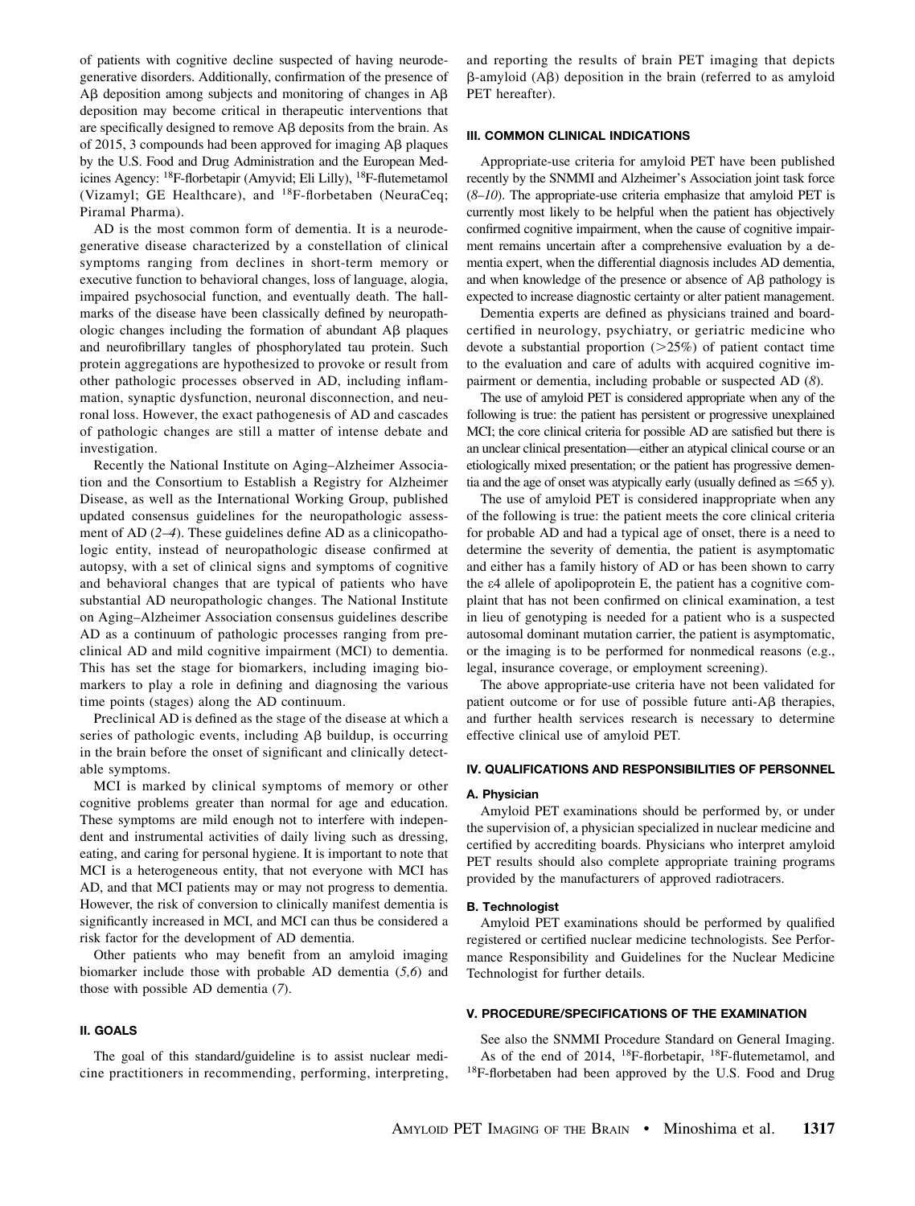of patients with cognitive decline suspected of having neurodegenerative disorders. Additionally, confirmation of the presence of Aβ deposition among subjects and monitoring of changes in Aβ deposition may become critical in therapeutic interventions that are specifically designed to remove Aβ deposits from the brain. As of 2015, 3 compounds had been approved for imaging Aβ plaques by the U.S. Food and Drug Administration and the European Medicines Agency: $^{18}$F-florbetapir (Amyvid; Eli Lilly), $^{18}$F-flutemetamol (Vizamyl; GE Healthcare), and $^{18}$F-florbetaben (NeuraCeq; Piramal Pharma).

AD is the most common form of dementia. It is a neurodegenerative disease characterized by a constellation of clinical symptoms ranging from declines in short-term memory or executive function to behavioral changes, loss of language, alogia, impaired psychosocial function, and eventually death. The hallmarks of the disease have been classically defined by neuropathologic changes including the formation of abundant Aβ plaques and neurofibrillary tangles of phosphorylated tau protein. Such protein aggregations are hypothesized to provoke or result from other pathologic processes observed in AD, including inflammation, synaptic dysfunction, neuronal disconnection, and neuronal loss. However, the exact pathogenesis of AD and cascades of pathologic changes are still a matter of intense debate and investigation.

Recently the National Institute on Aging–Alzheimer Association and the Consortium to Establish a Registry for Alzheimer Disease, as well as the International Working Group, published updated consensus guidelines for the neuropathologic assessment of AD (*2–4*). These guidelines define AD as a clinicopathologic entity, instead of neuropathologic disease confirmed at autopsy, with a set of clinical signs and symptoms of cognitive and behavioral changes that are typical of patients who have substantial AD neuropathologic changes. The National Institute on Aging–Alzheimer Association consensus guidelines describe AD as a continuum of pathologic processes ranging from preclinical AD and mild cognitive impairment (MCI) to dementia. This has set the stage for biomarkers, including imaging biomarkers to play a role in defining and diagnosing the various time points (stages) along the AD continuum.

Preclinical AD is defined as the stage of the disease at which a series of pathologic events, including Aβ buildup, is occurring in the brain before the onset of significant and clinically detectable symptoms.

MCI is marked by clinical symptoms of memory or other cognitive problems greater than normal for age and education. These symptoms are mild enough not to interfere with independent and instrumental activities of daily living such as dressing, eating, and caring for personal hygiene. It is important to note that MCI is a heterogeneous entity, that not everyone with MCI has AD, and that MCI patients may or may not progress to dementia. However, the risk of conversion to clinically manifest dementia is significantly increased in MCI, and MCI can thus be considered a risk factor for the development of AD dementia.

Other patients who may benefit from an amyloid imaging biomarker include those with probable AD dementia (*5,6*) and those with possible AD dementia (*7*).

## II. GOALS

The goal of this standard/guideline is to assist nuclear medicine practitioners in recommending, performing, interpreting, and reporting the results of brain PET imaging that depicts β-amyloid (Aβ) deposition in the brain (referred to as amyloid PET hereafter).

## III. COMMON CLINICAL INDICATIONS

Appropriate-use criteria for amyloid PET have been published recently by the SNMMI and Alzheimer's Association joint task force (*8–10*). The appropriate-use criteria emphasize that amyloid PET is currently most likely to be helpful when the patient has objectively confirmed cognitive impairment, when the cause of cognitive impairment remains uncertain after a comprehensive evaluation by a dementia expert, when the differential diagnosis includes AD dementia, and when knowledge of the presence or absence of Aβ pathology is expected to increase diagnostic certainty or alter patient management.

Dementia experts are defined as physicians trained and board-certified in neurology, psychiatry, or geriatric medicine who devote a substantial proportion (>25%) of patient contact time to the evaluation and care of adults with acquired cognitive impairment or dementia, including probable or suspected AD (*8*).

The use of amyloid PET is considered appropriate when any of the following is true: the patient has persistent or progressive unexplained MCI; the core clinical criteria for possible AD are satisfied but there is an unclear clinical presentation—either an atypical clinical course or an etiologically mixed presentation; or the patient has progressive dementia and the age of onset was atypically early (usually defined as ≤65 y).

The use of amyloid PET is considered inappropriate when any of the following is true: the patient meets the core clinical criteria for probable AD and had a typical age of onset, there is a need to determine the severity of dementia, the patient is asymptomatic and either has a family history of AD or has been shown to carry the ε4 allele of apolipoprotein E, the patient has a cognitive complaint that has not been confirmed on clinical examination, a test in lieu of genotyping is needed for a patient who is a suspected autosomal dominant mutation carrier, the patient is asymptomatic, or the imaging is to be performed for nonmedical reasons (e.g., legal, insurance coverage, or employment screening).

The above appropriate-use criteria have not been validated for patient outcome or for use of possible future anti-Aβ therapies, and further health services research is necessary to determine effective clinical use of amyloid PET.

## IV. QUALIFICATIONS AND RESPONSIBILITIES OF PERSONNEL

### A. Physician

Amyloid PET examinations should be performed by, or under the supervision of, a physician specialized in nuclear medicine and certified by accrediting boards. Physicians who interpret amyloid PET results should also complete appropriate training programs provided by the manufacturers of approved radiotracers.

### B. Technologist

Amyloid PET examinations should be performed by qualified registered or certified nuclear medicine technologists. See Performance Responsibility and Guidelines for the Nuclear Medicine Technologist for further details.

## V. PROCEDURE/SPECIFICATIONS OF THE EXAMINATION

See also the SNMMI Procedure Standard on General Imaging.

As of the end of 2014, $^{18}$F-florbetapir, $^{18}$F-flutemetamol, and $^{18}$F-florbetaben had been approved by the U.S. Food and Drug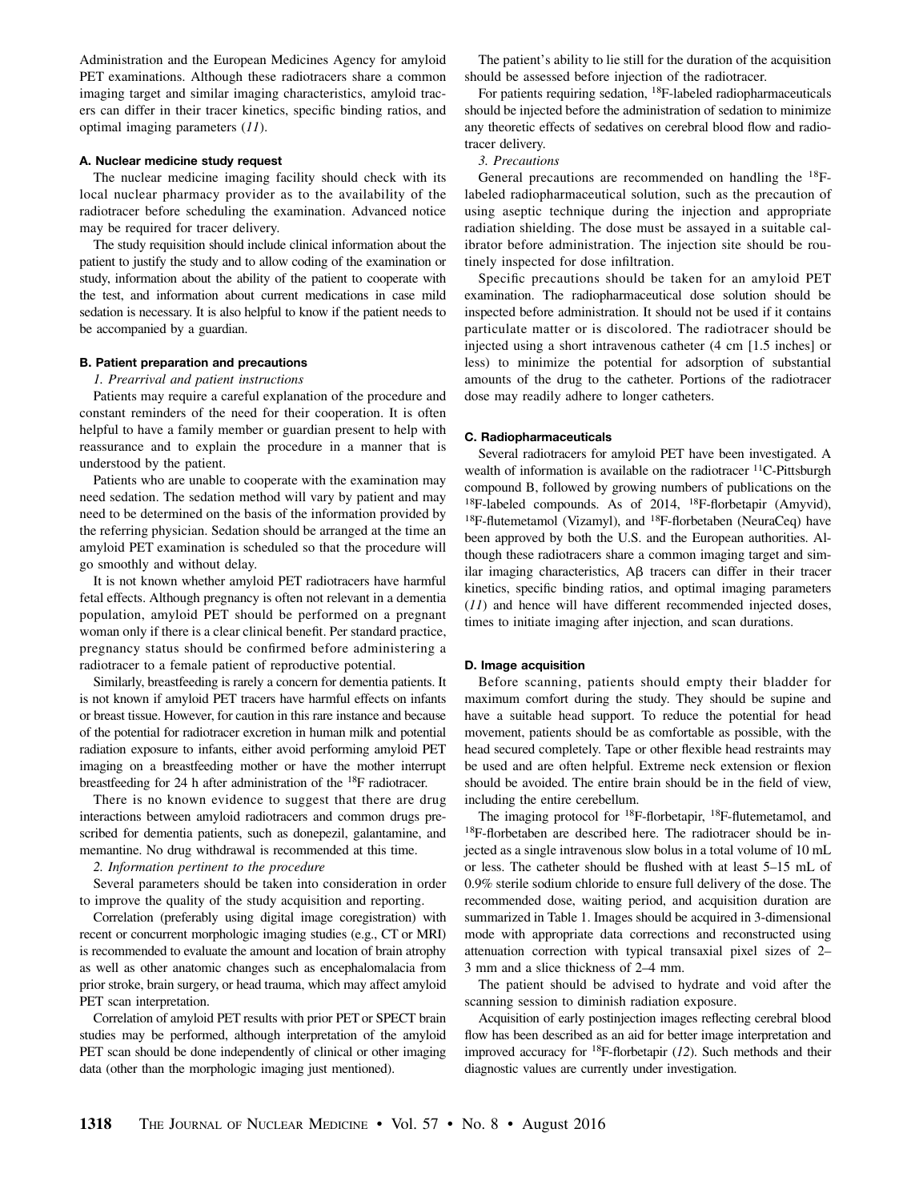Administration and the European Medicines Agency for amyloid PET examinations. Although these radiotracers share a common imaging target and similar imaging characteristics, amyloid tracers can differ in their tracer kinetics, specific binding ratios, and optimal imaging parameters (11).

### A. Nuclear medicine study request

The nuclear medicine imaging facility should check with its local nuclear pharmacy provider as to the availability of the radiotracer before scheduling the examination. Advanced notice may be required for tracer delivery.

The study requisition should include clinical information about the patient to justify the study and to allow coding of the examination or study, information about the ability of the patient to cooperate with the test, and information about current medications in case mild sedation is necessary. It is also helpful to know if the patient needs to be accompanied by a guardian.

### B. Patient preparation and precautions

*1. Prearrival and patient instructions*

Patients may require a careful explanation of the procedure and constant reminders of the need for their cooperation. It is often helpful to have a family member or guardian present to help with reassurance and to explain the procedure in a manner that is understood by the patient.

Patients who are unable to cooperate with the examination may need sedation. The sedation method will vary by patient and may need to be determined on the basis of the information provided by the referring physician. Sedation should be arranged at the time an amyloid PET examination is scheduled so that the procedure will go smoothly and without delay.

It is not known whether amyloid PET radiotracers have harmful fetal effects. Although pregnancy is often not relevant in a dementia population, amyloid PET should be performed on a pregnant woman only if there is a clear clinical benefit. Per standard practice, pregnancy status should be confirmed before administering a radiotracer to a female patient of reproductive potential.

Similarly, breastfeeding is rarely a concern for dementia patients. It is not known if amyloid PET tracers have harmful effects on infants or breast tissue. However, for caution in this rare instance and because of the potential for radiotracer excretion in human milk and potential radiation exposure to infants, either avoid performing amyloid PET imaging on a breastfeeding mother or have the mother interrupt breastfeeding for 24 h after administration of the $^{18}$F radiotracer.

There is no known evidence to suggest that there are drug interactions between amyloid radiotracers and common drugs prescribed for dementia patients, such as donepezil, galantamine, and memantine. No drug withdrawal is recommended at this time.

*2. Information pertinent to the procedure*

Several parameters should be taken into consideration in order to improve the quality of the study acquisition and reporting.

Correlation (preferably using digital image coregistration) with recent or concurrent morphologic imaging studies (e.g., CT or MRI) is recommended to evaluate the amount and location of brain atrophy as well as other anatomic changes such as encephalomalacia from prior stroke, brain surgery, or head trauma, which may affect amyloid PET scan interpretation.

Correlation of amyloid PET results with prior PET or SPECT brain studies may be performed, although interpretation of the amyloid PET scan should be done independently of clinical or other imaging data (other than the morphologic imaging just mentioned).

The patient's ability to lie still for the duration of the acquisition should be assessed before injection of the radiotracer.

For patients requiring sedation, $^{18}$F-labeled radiopharmaceuticals should be injected before the administration of sedation to minimize any theoretic effects of sedatives on cerebral blood flow and radiotracer delivery.

*3. Precautions*

General precautions are recommended on handling the $^{18}$F-labeled radiopharmaceutical solution, such as the precaution of using aseptic technique during the injection and appropriate radiation shielding. The dose must be assayed in a suitable calibrator before administration. The injection site should be routinely inspected for dose infiltration.

Specific precautions should be taken for an amyloid PET examination. The radiopharmaceutical dose solution should be inspected before administration. It should not be used if it contains particulate matter or is discolored. The radiotracer should be injected using a short intravenous catheter (4 cm [1.5 inches] or less) to minimize the potential for adsorption of substantial amounts of the drug to the catheter. Portions of the radiotracer dose may readily adhere to longer catheters.

### C. Radiopharmaceuticals

Several radiotracers for amyloid PET have been investigated. A wealth of information is available on the radiotracer $^{11}$C-Pittsburgh compound B, followed by growing numbers of publications on the $^{18}$F-labeled compounds. As of 2014, $^{18}$F-florbetapir (Amyvid), $^{18}$F-flutemetamol (Vizamyl), and $^{18}$F-florbetaben (NeuraCeq) have been approved by both the U.S. and the European authorities. Although these radiotracers share a common imaging target and similar imaging characteristics, Aβ tracers can differ in their tracer kinetics, specific binding ratios, and optimal imaging parameters (11) and hence will have different recommended injected doses, times to initiate imaging after injection, and scan durations.

### D. Image acquisition

Before scanning, patients should empty their bladder for maximum comfort during the study. They should be supine and have a suitable head support. To reduce the potential for head movement, patients should be as comfortable as possible, with the head secured completely. Tape or other flexible head restraints may be used and are often helpful. Extreme neck extension or flexion should be avoided. The entire brain should be in the field of view, including the entire cerebellum.

The imaging protocol for $^{18}$F-florbetapir, $^{18}$F-flutemetamol, and $^{18}$F-florbetaben are described here. The radiotracer should be injected as a single intravenous slow bolus in a total volume of 10 mL or less. The catheter should be flushed with at least 5–15 mL of 0.9% sterile sodium chloride to ensure full delivery of the dose. The recommended dose, waiting period, and acquisition duration are summarized in Table 1. Images should be acquired in 3-dimensional mode with appropriate data corrections and reconstructed using attenuation correction with typical transaxial pixel sizes of 2–3 mm and a slice thickness of 2–4 mm.

The patient should be advised to hydrate and void after the scanning session to diminish radiation exposure.

Acquisition of early postinjection images reflecting cerebral blood flow has been described as an aid for better image interpretation and improved accuracy for $^{18}$F-florbetapir (12). Such methods and their diagnostic values are currently under investigation.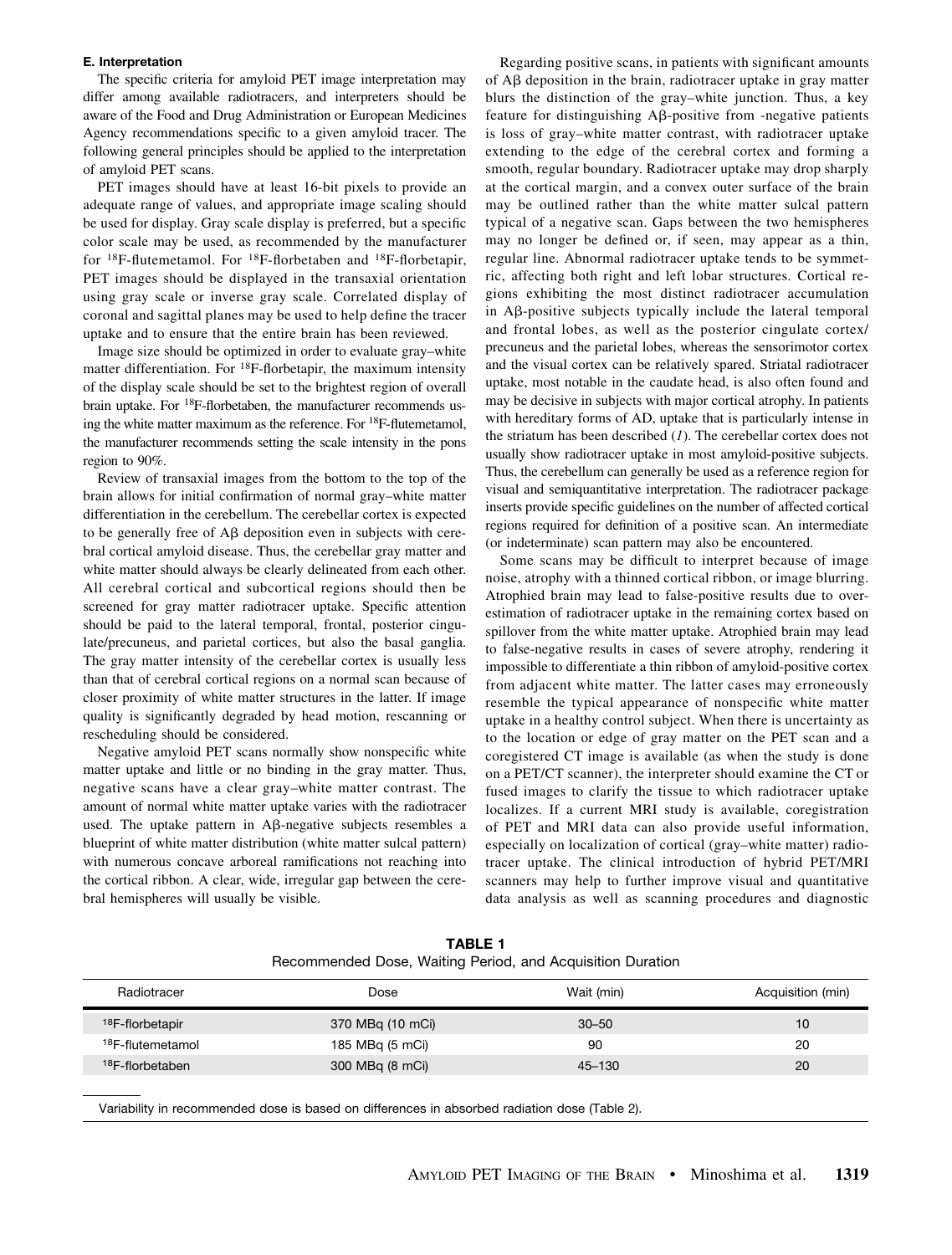### E. Interpretation

The specific criteria for amyloid PET image interpretation may differ among available radiotracers, and interpreters should be aware of the Food and Drug Administration or European Medicines Agency recommendations specific to a given amyloid tracer. The following general principles should be applied to the interpretation of amyloid PET scans.

PET images should have at least 16-bit pixels to provide an adequate range of values, and appropriate image scaling should be used for display. Gray scale display is preferred, but a specific color scale may be used, as recommended by the manufacturer for $^{18}$F-flutemetamol. For $^{18}$F-florbetaben and $^{18}$F-florbetapir, PET images should be displayed in the transaxial orientation using gray scale or inverse gray scale. Correlated display of coronal and sagittal planes may be used to help define the tracer uptake and to ensure that the entire brain has been reviewed.

Image size should be optimized in order to evaluate gray–white matter differentiation. For $^{18}$F-florbetapir, the maximum intensity of the display scale should be set to the brightest region of overall brain uptake. For $^{18}$F-florbetaben, the manufacturer recommends using the white matter maximum as the reference. For $^{18}$F-flutemetamol, the manufacturer recommends setting the scale intensity in the pons region to 90%.

Review of transaxial images from the bottom to the top of the brain allows for initial confirmation of normal gray–white matter differentiation in the cerebellum. The cerebellar cortex is expected to be generally free of Aβ deposition even in subjects with cerebral cortical amyloid disease. Thus, the cerebellar gray matter and white matter should always be clearly delineated from each other. All cerebral cortical and subcortical regions should then be screened for gray matter radiotracer uptake. Specific attention should be paid to the lateral temporal, frontal, posterior cingulate/precuneus, and parietal cortices, but also the basal ganglia. The gray matter intensity of the cerebellar cortex is usually less than that of cerebral cortical regions on a normal scan because of closer proximity of white matter structures in the latter. If image quality is significantly degraded by head motion, rescanning or rescheduling should be considered.

Negative amyloid PET scans normally show nonspecific white matter uptake and little or no binding in the gray matter. Thus, negative scans have a clear gray–white matter contrast. The amount of normal white matter uptake varies with the radiotracer used. The uptake pattern in Aβ-negative subjects resembles a blueprint of white matter distribution (white matter sulcal pattern) with numerous concave arboreal ramifications not reaching into the cortical ribbon. A clear, wide, irregular gap between the cerebral hemispheres will usually be visible.

Regarding positive scans, in patients with significant amounts of Aβ deposition in the brain, radiotracer uptake in gray matter blurs the distinction of the gray–white junction. Thus, a key feature for distinguishing Aβ-positive from -negative patients is loss of gray–white matter contrast, with radiotracer uptake extending to the edge of the cerebral cortex and forming a smooth, regular boundary. Radiotracer uptake may drop sharply at the cortical margin, and a convex outer surface of the brain may be outlined rather than the white matter sulcal pattern typical of a negative scan. Gaps between the two hemispheres may no longer be defined or, if seen, may appear as a thin, regular line. Abnormal radiotracer uptake tends to be symmetric, affecting both right and left lobar structures. Cortical regions exhibiting the most distinct radiotracer accumulation in Aβ-positive subjects typically include the lateral temporal and frontal lobes, as well as the posterior cingulate cortex/precuneus and the parietal lobes, whereas the sensorimotor cortex and the visual cortex can be relatively spared. Striatal radiotracer uptake, most notable in the caudate head, is also often found and may be decisive in subjects with major cortical atrophy. In patients with hereditary forms of AD, uptake that is particularly intense in the striatum has been described (*1*). The cerebellar cortex does not usually show radiotracer uptake in most amyloid-positive subjects. Thus, the cerebellum can generally be used as a reference region for visual and semiquantitative interpretation. The radiotracer package inserts provide specific guidelines on the number of affected cortical regions required for definition of a positive scan. An intermediate (or indeterminate) scan pattern may also be encountered.

Some scans may be difficult to interpret because of image noise, atrophy with a thinned cortical ribbon, or image blurring. Atrophied brain may lead to false-positive results due to overestimation of radiotracer uptake in the remaining cortex based on spillover from the white matter uptake. Atrophied brain may lead to false-negative results in cases of severe atrophy, rendering it impossible to differentiate a thin ribbon of amyloid-positive cortex from adjacent white matter. The latter cases may erroneously resemble the typical appearance of nonspecific white matter uptake in a healthy control subject. When there is uncertainty as to the location or edge of gray matter on the PET scan and a coregistered CT image is available (as when the study is done on a PET/CT scanner), the interpreter should examine the CT or fused images to clarify the tissue to which radiotracer uptake localizes. If a current MRI study is available, coregistration of PET and MRI data can also provide useful information, especially on localization of cortical (gray–white matter) radiotracer uptake. The clinical introduction of hybrid PET/MRI scanners may help to further improve visual and quantitative data analysis as well as scanning procedures and diagnostic

**TABLE 1**
Recommended Dose, Waiting Period, and Acquisition Duration

| Radiotracer | Dose | Wait (min) | Acquisition (min) |
|---|---|---|---|
| $^{18}$F-florbetapir | 370 MBq (10 mCi) | 30–50 | 10 |
| $^{18}$F-flutemetamol | 185 MBq (5 mCi) | 90 | 20 |
| $^{18}$F-florbetaben | 300 MBq (8 mCi) | 45–130 | 20 |

Variability in recommended dose is based on differences in absorbed radiation dose (Table 2).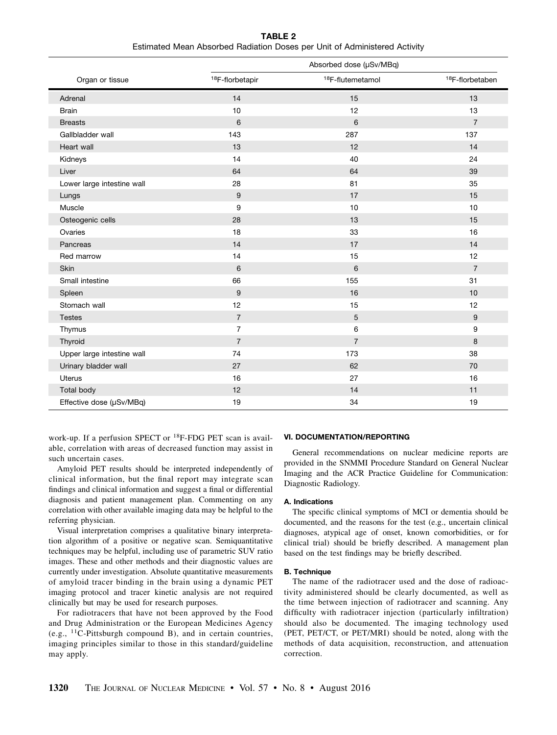**TABLE 2**
Estimated Mean Absorbed Radiation Doses per Unit of Administered Activity

| Organ or tissue | Absorbed dose (μSv/MBq) | | |
|---|---|---|---|
| | $^{18}$F-florbetapir | $^{18}$F-flutemetamol | $^{18}$F-florbetaben |
| Adrenal | 14 | 15 | 13 |
| Brain | 10 | 12 | 13 |
| Breasts | 6 | 6 | 7 |
| Gallbladder wall | 143 | 287 | 137 |
| Heart wall | 13 | 12 | 14 |
| Kidneys | 14 | 40 | 24 |
| Liver | 64 | 64 | 39 |
| Lower large intestine wall | 28 | 81 | 35 |
| Lungs | 9 | 17 | 15 |
| Muscle | 9 | 10 | 10 |
| Osteogenic cells | 28 | 13 | 15 |
| Ovaries | 18 | 33 | 16 |
| Pancreas | 14 | 17 | 14 |
| Red marrow | 14 | 15 | 12 |
| Skin | 6 | 6 | 7 |
| Small intestine | 66 | 155 | 31 |
| Spleen | 9 | 16 | 10 |
| Stomach wall | 12 | 15 | 12 |
| Testes | 7 | 5 | 9 |
| Thymus | 7 | 6 | 9 |
| Thyroid | 7 | 7 | 8 |
| Upper large intestine wall | 74 | 173 | 38 |
| Urinary bladder wall | 27 | 62 | 70 |
| Uterus | 16 | 27 | 16 |
| Total body | 12 | 14 | 11 |
| Effective dose (μSv/MBq) | 19 | 34 | 19 |

work-up. If a perfusion SPECT or $^{18}$F-FDG PET scan is available, correlation with areas of decreased function may assist in such uncertain cases.

Amyloid PET results should be interpreted independently of clinical information, but the final report may integrate scan findings and clinical information and suggest a final or differential diagnosis and patient management plan. Commenting on any correlation with other available imaging data may be helpful to the referring physician.

Visual interpretation comprises a qualitative binary interpretation algorithm of a positive or negative scan. Semiquantitative techniques may be helpful, including use of parametric SUV ratio images. These and other methods and their diagnostic values are currently under investigation. Absolute quantitative measurements of amyloid tracer binding in the brain using a dynamic PET imaging protocol and tracer kinetic analysis are not required clinically but may be used for research purposes.

For radiotracers that have not been approved by the Food and Drug Administration or the European Medicines Agency (e.g., $^{11}$C-Pittsburgh compound B), and in certain countries, imaging principles similar to those in this standard/guideline may apply.

## VI. DOCUMENTATION/REPORTING

General recommendations on nuclear medicine reports are provided in the SNMMI Procedure Standard on General Nuclear Imaging and the ACR Practice Guideline for Communication: Diagnostic Radiology.

### A. Indications

The specific clinical symptoms of MCI or dementia should be documented, and the reasons for the test (e.g., uncertain clinical diagnoses, atypical age of onset, known comorbidities, or for clinical trial) should be briefly described. A management plan based on the test findings may be briefly described.

### B. Technique

The name of the radiotracer used and the dose of radioactivity administered should be clearly documented, as well as the time between injection of radiotracer and scanning. Any difficulty with radiotracer injection (particularly infiltration) should also be documented. The imaging technology used (PET, PET/CT, or PET/MRI) should be noted, along with the methods of data acquisition, reconstruction, and attenuation correction.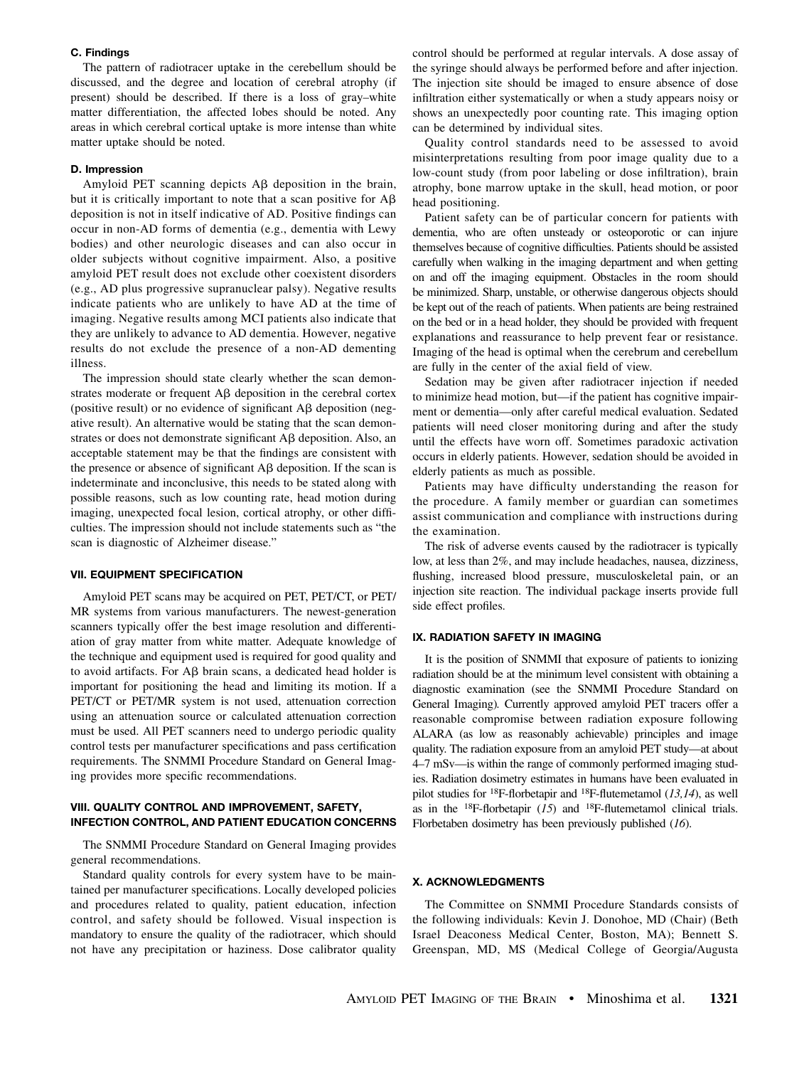### C. Findings

The pattern of radiotracer uptake in the cerebellum should be discussed, and the degree and location of cerebral atrophy (if present) should be described. If there is a loss of gray–white matter differentiation, the affected lobes should be noted. Any areas in which cerebral cortical uptake is more intense than white matter uptake should be noted.

### D. Impression

Amyloid PET scanning depicts Aβ deposition in the brain, but it is critically important to note that a scan positive for Aβ deposition is not in itself indicative of AD. Positive findings can occur in non-AD forms of dementia (e.g., dementia with Lewy bodies) and other neurologic diseases and can also occur in older subjects without cognitive impairment. Also, a positive amyloid PET result does not exclude other coexistent disorders (e.g., AD plus progressive supranuclear palsy). Negative results indicate patients who are unlikely to have AD at the time of imaging. Negative results among MCI patients also indicate that they are unlikely to advance to AD dementia. However, negative results do not exclude the presence of a non-AD dementing illness.

The impression should state clearly whether the scan demonstrates moderate or frequent Aβ deposition in the cerebral cortex (positive result) or no evidence of significant Aβ deposition (negative result). An alternative would be stating that the scan demonstrates or does not demonstrate significant Aβ deposition. Also, an acceptable statement may be that the findings are consistent with the presence or absence of significant Aβ deposition. If the scan is indeterminate and inconclusive, this needs to be stated along with possible reasons, such as low counting rate, head motion during imaging, unexpected focal lesion, cortical atrophy, or other difficulties. The impression should not include statements such as "the scan is diagnostic of Alzheimer disease."

## VII. EQUIPMENT SPECIFICATION

Amyloid PET scans may be acquired on PET, PET/CT, or PET/MR systems from various manufacturers. The newest-generation scanners typically offer the best image resolution and differentiation of gray matter from white matter. Adequate knowledge of the technique and equipment used is required for good quality and to avoid artifacts. For Aβ brain scans, a dedicated head holder is important for positioning the head and limiting its motion. If a PET/CT or PET/MR system is not used, attenuation correction using an attenuation source or calculated attenuation correction must be used. All PET scanners need to undergo periodic quality control tests per manufacturer specifications and pass certification requirements. The SNMMI Procedure Standard on General Imaging provides more specific recommendations.

## VIII. QUALITY CONTROL AND IMPROVEMENT, SAFETY, INFECTION CONTROL, AND PATIENT EDUCATION CONCERNS

The SNMMI Procedure Standard on General Imaging provides general recommendations.

Standard quality controls for every system have to be maintained per manufacturer specifications. Locally developed policies and procedures related to quality, patient education, infection control, and safety should be followed. Visual inspection is mandatory to ensure the quality of the radiotracer, which should not have any precipitation or haziness. Dose calibrator quality control should be performed at regular intervals. A dose assay of the syringe should always be performed before and after injection. The injection site should be imaged to ensure absence of dose infiltration either systematically or when a study appears noisy or shows an unexpectedly poor counting rate. This imaging option can be determined by individual sites.

Quality control standards need to be assessed to avoid misinterpretations resulting from poor image quality due to a low-count study (from poor labeling or dose infiltration), brain atrophy, bone marrow uptake in the skull, head motion, or poor head positioning.

Patient safety can be of particular concern for patients with dementia, who are often unsteady or osteoporotic or can injure themselves because of cognitive difficulties. Patients should be assisted carefully when walking in the imaging department and when getting on and off the imaging equipment. Obstacles in the room should be minimized. Sharp, unstable, or otherwise dangerous objects should be kept out of the reach of patients. When patients are being restrained on the bed or in a head holder, they should be provided with frequent explanations and reassurance to help prevent fear or resistance. Imaging of the head is optimal when the cerebrum and cerebellum are fully in the center of the axial field of view.

Sedation may be given after radiotracer injection if needed to minimize head motion, but—if the patient has cognitive impairment or dementia—only after careful medical evaluation. Sedated patients will need closer monitoring during and after the study until the effects have worn off. Sometimes paradoxic activation occurs in elderly patients. However, sedation should be avoided in elderly patients as much as possible.

Patients may have difficulty understanding the reason for the procedure. A family member or guardian can sometimes assist communication and compliance with instructions during the examination.

The risk of adverse events caused by the radiotracer is typically low, at less than 2%, and may include headaches, nausea, dizziness, flushing, increased blood pressure, musculoskeletal pain, or an injection site reaction. The individual package inserts provide full side effect profiles.

## IX. RADIATION SAFETY IN IMAGING

It is the position of SNMMI that exposure of patients to ionizing radiation should be at the minimum level consistent with obtaining a diagnostic examination (see the SNMMI Procedure Standard on General Imaging). Currently approved amyloid PET tracers offer a reasonable compromise between radiation exposure following ALARA (as low as reasonably achievable) principles and image quality. The radiation exposure from an amyloid PET study—at about 4–7 mSv—is within the range of commonly performed imaging studies. Radiation dosimetry estimates in humans have been evaluated in pilot studies for $^{18}$F-florbetapir and $^{18}$F-flutemetamol (*13,14*), as well as in the $^{18}$F-florbetapir (*15*) and $^{18}$F-flutemetamol clinical trials. Florbetaben dosimetry has been previously published (*16*).

## X. ACKNOWLEDGMENTS

The Committee on SNMMI Procedure Standards consists of the following individuals: Kevin J. Donohoe, MD (Chair) (Beth Israel Deaconess Medical Center, Boston, MA); Bennett S. Greenspan, MD, MS (Medical College of Georgia/Augusta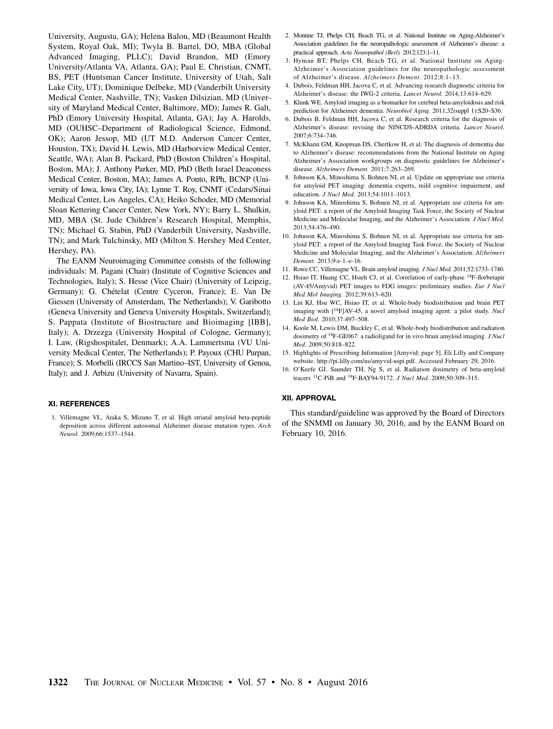University, Augusta, GA); Helena Balon, MD (Beaumont Health System, Royal Oak, MI); Twyla B. Bartel, DO, MBA (Global Advanced Imaging, PLLC); David Brandon, MD (Emory University/Atlanta VA, Atlanta, GA); Paul E. Christian, CNMT, BS, PET (Huntsman Cancer Institute, University of Utah, Salt Lake City, UT); Dominique Delbeke, MD (Vanderbilt University Medical Center, Nashville, TN); Vasken Dilsizian, MD (University of Maryland Medical Center, Baltimore, MD); James R. Galt, PhD (Emory University Hospital, Atlanta, GA); Jay A. Harolds, MD (OUHSC–Department of Radiological Science, Edmond, OK); Aaron Jessop, MD (UT M.D. Anderson Cancer Center, Houston, TX); David H. Lewis, MD (Harborview Medical Center, Seattle, WA); Alan B. Packard, PhD (Boston Children's Hospital, Boston, MA); J. Anthony Parker, MD, PhD (Beth Israel Deaconess Medical Center, Boston, MA); James A. Ponto, RPh, BCNP (University of Iowa, Iowa City, IA); Lynne T. Roy, CNMT (Cedars/Sinai Medical Center, Los Angeles, CA); Heiko Schoder, MD (Memorial Sloan Kettering Cancer Center, New York, NY); Barry L. Shulkin, MD, MBA (St. Jude Children's Research Hospital, Memphis, TN); Michael G. Stabin, PhD (Vanderbilt University, Nashville, TN); and Mark Tulchinsky, MD (Milton S. Hershey Med Center, Hershey, PA).

The EANM Neuroimaging Committee consists of the following individuals: M. Pagani (Chair) (Institute of Cognitive Sciences and Technologies, Italy); S. Hesse (Vice Chair) (University of Leipzig, Germany); G. Chételat (Centre Cyceron, France); E. Van De Giessen (University of Amsterdam, The Netherlands); V. Garibotto (Geneva University and Geneva University Hospitals, Switzerland); S. Pappata (Institute of Biostructure and Bioimaging [IBB], Italy); A. Drzezga (University Hospital of Cologne, Germany); I. Law, (Rigshospitalet, Denmark); A.A. Lammertsma (VU University Medical Center, The Netherlands); P. Payoux (CHU Purpan, France); S. Morbelli (IRCCS San Martino–IST, University of Genoa, Italy); and J. Arbizu (University of Navarra, Spain).

## XI. REFERENCES

1. Villemagne VL, Ataka S, Mizuno T, et al. High striatal amyloid beta-peptide deposition across different autosomal Alzheimer disease mutation types. *Arch Neurol.* 2009;66:1537–1544.
2. Montine TJ, Phelps CH, Beach TG, et al. National Institute on Aging-Alzheimer's Association guidelines for the neuropathologic assessment of Alzheimer's disease: a practical approach. *Acta Neuropathol (Berl).* 2012;123:1–11.
3. Hyman BT, Phelps CH, Beach TG, et al. National Institute on Aging-Alzheimer's Association guidelines for the neuropathologic assessment of Alzheimer's disease. *Alzheimers Dement.* 2012;8:1–13.
4. Dubois, Feldman HH, Jacova C, et al. Advancing research diagnostic criteria for Alzheimer's disease: the IWG-2 criteria. *Lancet Neurol.* 2014;13:614–629.
5. Klunk WE. Amyloid imaging as a biomarker for cerebral beta-amyloidosis and risk prediction for Alzheimer dementia. *Neurobiol Aging.* 2011;32(suppl 1):S20–S36.
6. Dubois B, Feldman HH, Jacova C, et al. Research criteria for the diagnosis of Alzheimer's disease: revising the NINCDS-ADRDA criteria. *Lancet Neurol.* 2007;6:734–746.
7. McKhann GM, Knopman DS, Chertkow H, et al. The diagnosis of dementia due to Alzheimer's disease: recommendations from the National Institute on Aging Alzheimer's Association workgroups on diagnostic guidelines for Alzheimer's disease. *Alzheimers Dement.* 2011;7:263–269.
8. Johnson KA, Minoshima S, Bohnen NI, et al. Update on appropriate use criteria for amyloid PET imaging: dementia experts, mild cognitive impairment, and education. *J Nucl Med.* 2013;54:1011–1013.
9. Johnson KA, Minoshima S, Bohnen NI, et al. Appropriate use criteria for amyloid PET: a report of the Amyloid Imaging Task Force, the Society of Nuclear Medicine and Molecular Imaging, and the Alzheimer's Association. *J Nucl Med.* 2013;54:476–490.
10. Johnson KA, Minoshima S, Bohnen NI, et al. Appropriate use criteria for amyloid PET: a report of the Amyloid Imaging Task Force, the Society of Nuclear Medicine and Molecular Imaging, and the Alzheimer's Association. *Alzheimers Dement.* 2013;9:e-1–e-16.
11. Rowe CC, Villemagne VL. Brain amyloid imaging. *J Nucl Med.* 2011;52:1733–1740.
12. Hsiao IT, Huang CC, Hsieh CJ, et al. Correlation of early-phase $^{18}$F-florbetapir (AV-45/Amyvid) PET images to FDG images: preliminary studies. *Eur J Nucl Med Mol Imaging.* 2012;39:613–620.
13. Lin KJ, Hsu WC, Hsiao IT, et al. Whole-body biodistribution and brain PET imaging with [$^{18}$F]AV-45, a novel amyloid imaging agent: a pilot study. *Nucl Med Biol.* 2010;37:497–508.
14. Koole M, Lewis DM, Buckley C, et al. Whole-body biodistribution and radiation dosimetry of $^{18}$F-GE067: a radioligand for in vivo brain amyloid imaging. *J Nucl Med.* 2009;50:818–822.
15. Highlights of Prescribing Information [Amyvid; page 5]. Eli Lilly and Company website. http://pi.lilly.com/us/amyvid-uspi.pdf. Accessed February 29, 2016.
16. O'Keefe GJ, Saunder TH, Ng S, et al. Radiation dosimetry of beta-amyloid tracers $^{11}$C-PiB and $^{18}$F-BAY94-9172. *J Nucl Med.* 2009;50:309–315.

## XII. APPROVAL

This standard/guideline was approved by the Board of Directors of the SNMMI on January 30, 2016, and by the EANM Board on February 10, 2016.